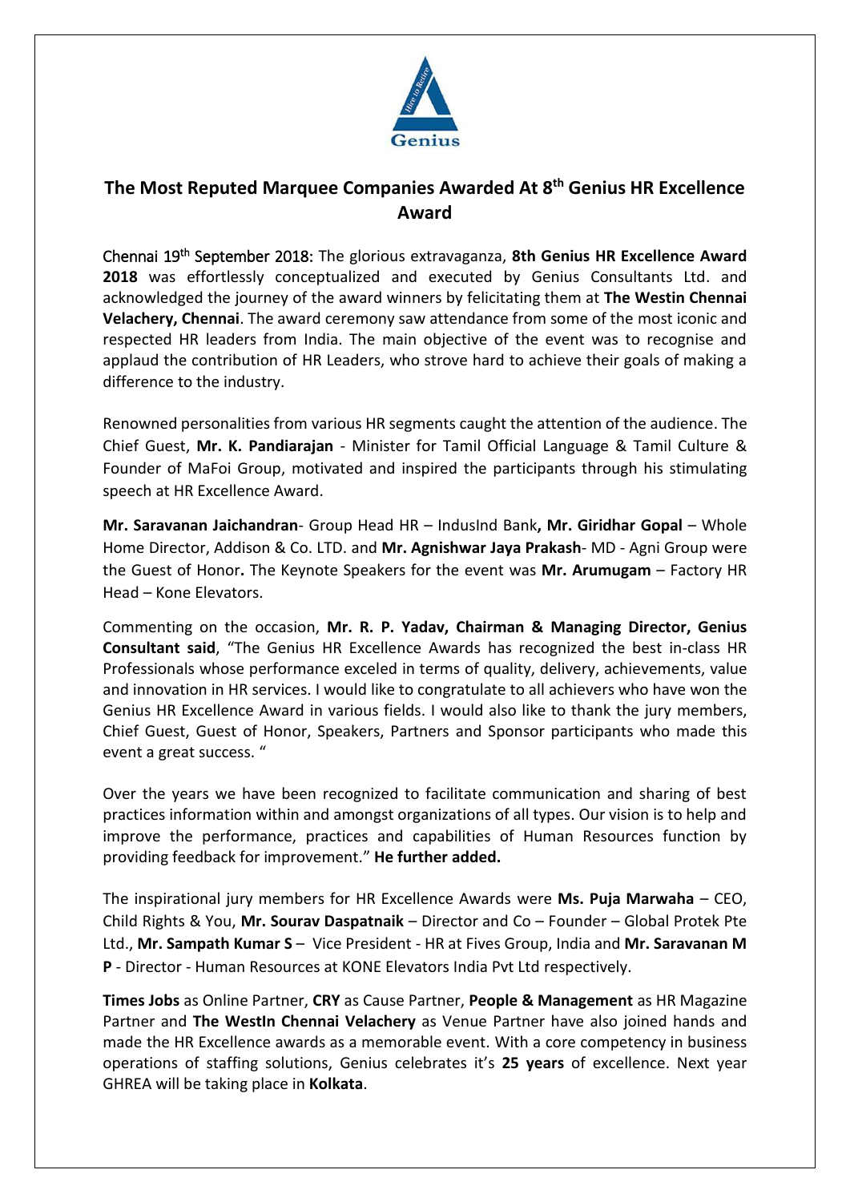# The Most Reputed Marquee Companies Awarded At 8th Genius HR Excellence Award

Chennai 19th September 2018: The glorious extravaganza, **8th Genius HR Excellence Award 2018** was effortlessly conceptualized and executed by Genius Consultants Ltd. and acknowledged the journey of the award winners by felicitating them at **The Westin Chennai Velachery, Chennai**. The award ceremony saw attendance from some of the most iconic and respected HR leaders from India. The main objective of the event was to recognise and applaud the contribution of HR Leaders, who strove hard to achieve their goals of making a difference to the industry.

Renowned personalities from various HR segments caught the attention of the audience. The Chief Guest, **Mr. K. Pandiarajan** - Minister for Tamil Official Language & Tamil Culture & Founder of MaFoi Group, motivated and inspired the participants through his stimulating speech at HR Excellence Award.

**Mr. Saravanan Jaichandran**- Group Head HR – IndusInd Bank**, Mr. Giridhar Gopal** – Whole Home Director, Addison & Co. LTD. and **Mr. Agnishwar Jaya Prakash**- MD - Agni Group were the Guest of Honor**.** The Keynote Speakers for the event was **Mr. Arumugam** – Factory HR Head – Kone Elevators.

Commenting on the occasion, **Mr. R. P. Yadav, Chairman & Managing Director, Genius Consultant said**, "The Genius HR Excellence Awards has recognized the best in-class HR Professionals whose performance exceled in terms of quality, delivery, achievements, value and innovation in HR services. I would like to congratulate to all achievers who have won the Genius HR Excellence Award in various fields. I would also like to thank the jury members, Chief Guest, Guest of Honor, Speakers, Partners and Sponsor participants who made this event a great success. "

Over the years we have been recognized to facilitate communication and sharing of best practices information within and amongst organizations of all types. Our vision is to help and improve the performance, practices and capabilities of Human Resources function by providing feedback for improvement." **He further added.**

The inspirational jury members for HR Excellence Awards were **Ms. Puja Marwaha** – CEO, Child Rights & You, **Mr. Sourav Daspatnaik** – Director and Co – Founder – Global Protek Pte Ltd., **Mr. Sampath Kumar S** – Vice President - HR at Fives Group, India and **Mr. Saravanan M P** - Director - Human Resources at KONE Elevators India Pvt Ltd respectively.

**Times Jobs** as Online Partner, **CRY** as Cause Partner, **People & Management** as HR Magazine Partner and **The WestIn Chennai Velachery** as Venue Partner have also joined hands and made the HR Excellence awards as a memorable event. With a core competency in business operations of staffing solutions, Genius celebrates it's **25 years** of excellence. Next year GHREA will be taking place in **Kolkata**.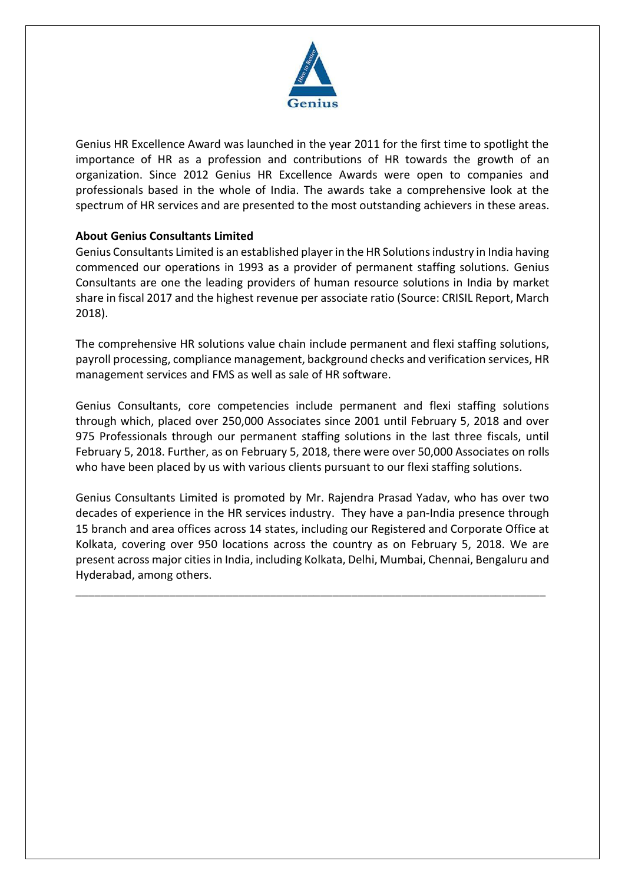Genius HR Excellence Award was launched in the year 2011 for the first time to spotlight the importance of HR as a profession and contributions of HR towards the growth of an organization. Since 2012 Genius HR Excellence Awards were open to companies and professionals based in the whole of India. The awards take a comprehensive look at the spectrum of HR services and are presented to the most outstanding achievers in these areas.

**About Genius Consultants Limited**

Genius Consultants Limited is an established player in the HR Solutions industry in India having commenced our operations in 1993 as a provider of permanent staffing solutions. Genius Consultants are one the leading providers of human resource solutions in India by market share in fiscal 2017 and the highest revenue per associate ratio (Source: CRISIL Report, March 2018).

The comprehensive HR solutions value chain include permanent and flexi staffing solutions, payroll processing, compliance management, background checks and verification services, HR management services and FMS as well as sale of HR software.

Genius Consultants, core competencies include permanent and flexi staffing solutions through which, placed over 250,000 Associates since 2001 until February 5, 2018 and over 975 Professionals through our permanent staffing solutions in the last three fiscals, until February 5, 2018. Further, as on February 5, 2018, there were over 50,000 Associates on rolls who have been placed by us with various clients pursuant to our flexi staffing solutions.

Genius Consultants Limited is promoted by Mr. Rajendra Prasad Yadav, who has over two decades of experience in the HR services industry. They have a pan-India presence through 15 branch and area offices across 14 states, including our Registered and Corporate Office at Kolkata, covering over 950 locations across the country as on February 5, 2018. We are present across major cities in India, including Kolkata, Delhi, Mumbai, Chennai, Bengaluru and Hyderabad, among others.

---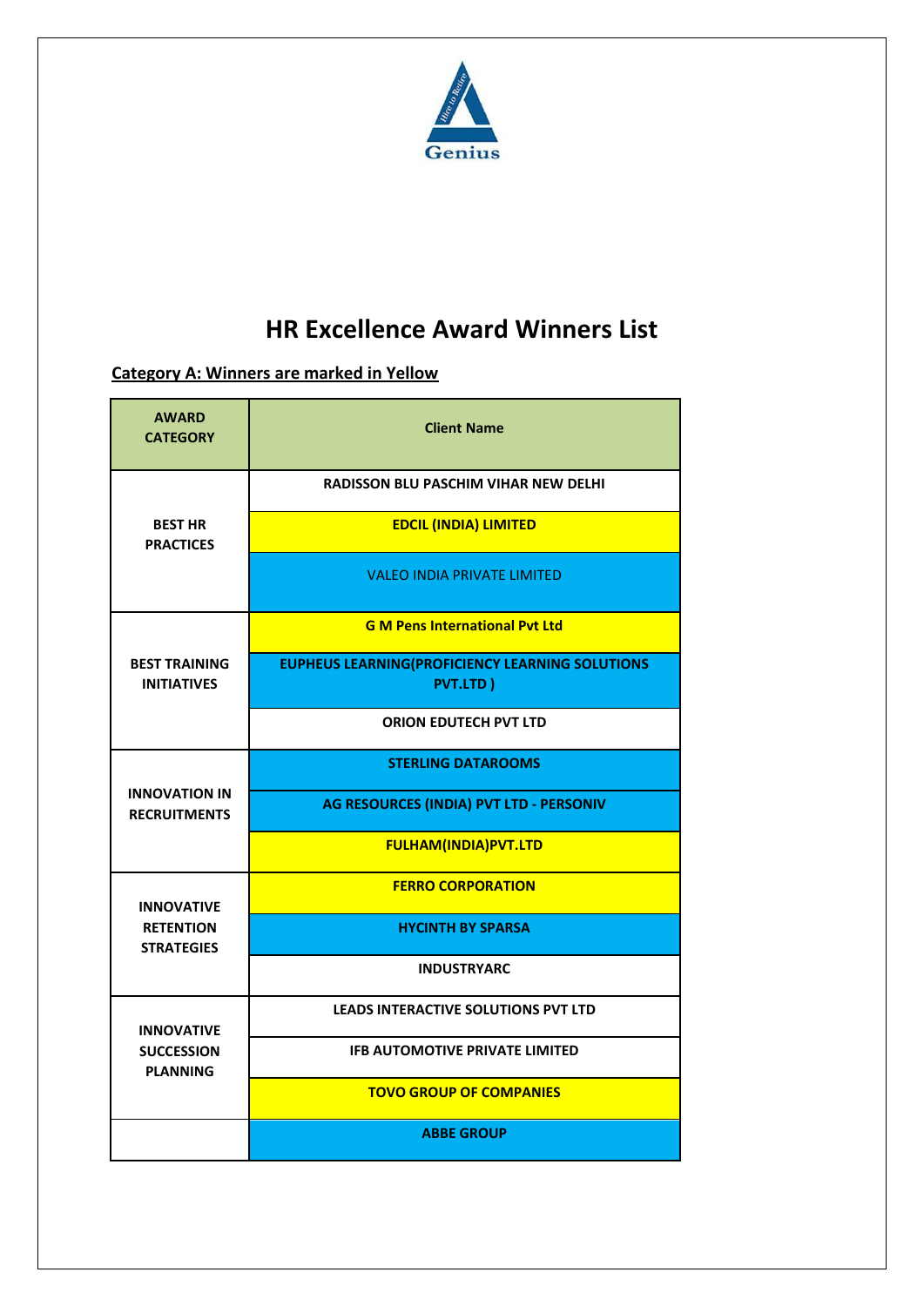# HR Excellence Award Winners List

**Category A: Winners are marked in Yellow**

| AWARD CATEGORY | Client Name |
|---|---|
| BEST HR PRACTICES | RADISSON BLU PASCHIM VIHAR NEW DELHI |
| | EDCIL (INDIA) LIMITED |
| | VALEO INDIA PRIVATE LIMITED |
| BEST TRAINING INITIATIVES | G M Pens International Pvt Ltd |
| | EUPHEUS LEARNING(PROFICIENCY LEARNING SOLUTIONS PVT.LTD ) |
| | ORION EDUTECH PVT LTD |
| INNOVATION IN RECRUITMENTS | STERLING DATAROOMS |
| | AG RESOURCES (INDIA) PVT LTD - PERSONIV |
| | FULHAM(INDIA)PVT.LTD |
| INNOVATIVE RETENTION STRATEGIES | FERRO CORPORATION |
| | HYCINTH BY SPARSA |
| | INDUSTRYARC |
| INNOVATIVE SUCCESSION PLANNING | LEADS INTERACTIVE SOLUTIONS PVT LTD |
| | IFB AUTOMOTIVE PRIVATE LIMITED |
| | TOVO GROUP OF COMPANIES |
| | ABBE GROUP |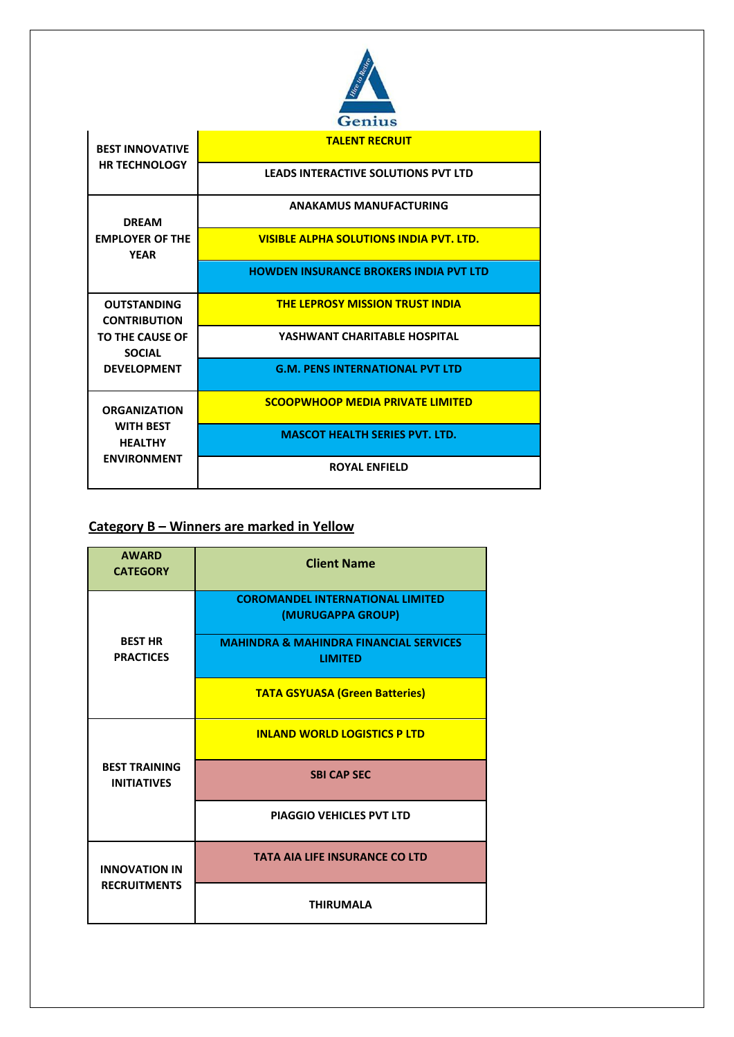| | |
|---|---|
| BEST INNOVATIVE HR TECHNOLOGY | TALENT RECRUIT |
| | LEADS INTERACTIVE SOLUTIONS PVT LTD |
| DREAM EMPLOYER OF THE YEAR | ANAKAMUS MANUFACTURING |
| | VISIBLE ALPHA SOLUTIONS INDIA PVT. LTD. |
| | HOWDEN INSURANCE BROKERS INDIA PVT LTD |
| OUTSTANDING CONTRIBUTION TO THE CAUSE OF SOCIAL DEVELOPMENT | THE LEPROSY MISSION TRUST INDIA |
| | YASHWANT CHARITABLE HOSPITAL |
| | G.M. PENS INTERNATIONAL PVT LTD |
| ORGANIZATION WITH BEST HEALTHY ENVIRONMENT | SCOOPWHOOP MEDIA PRIVATE LIMITED |
| | MASCOT HEALTH SERIES PVT. LTD. |
| | ROYAL ENFIELD |

## Category B – Winners are marked in Yellow

| AWARD CATEGORY | Client Name |
|---|---|
| BEST HR PRACTICES | COROMANDEL INTERNATIONAL LIMITED (MURUGAPPA GROUP) |
| | MAHINDRA & MAHINDRA FINANCIAL SERVICES LIMITED |
| | TATA GSYUASA (Green Batteries) |
| BEST TRAINING INITIATIVES | INLAND WORLD LOGISTICS P LTD |
| | SBI CAP SEC |
| | PIAGGIO VEHICLES PVT LTD |
| INNOVATION IN RECRUITMENTS | TATA AIA LIFE INSURANCE CO LTD |
| | THIRUMALA |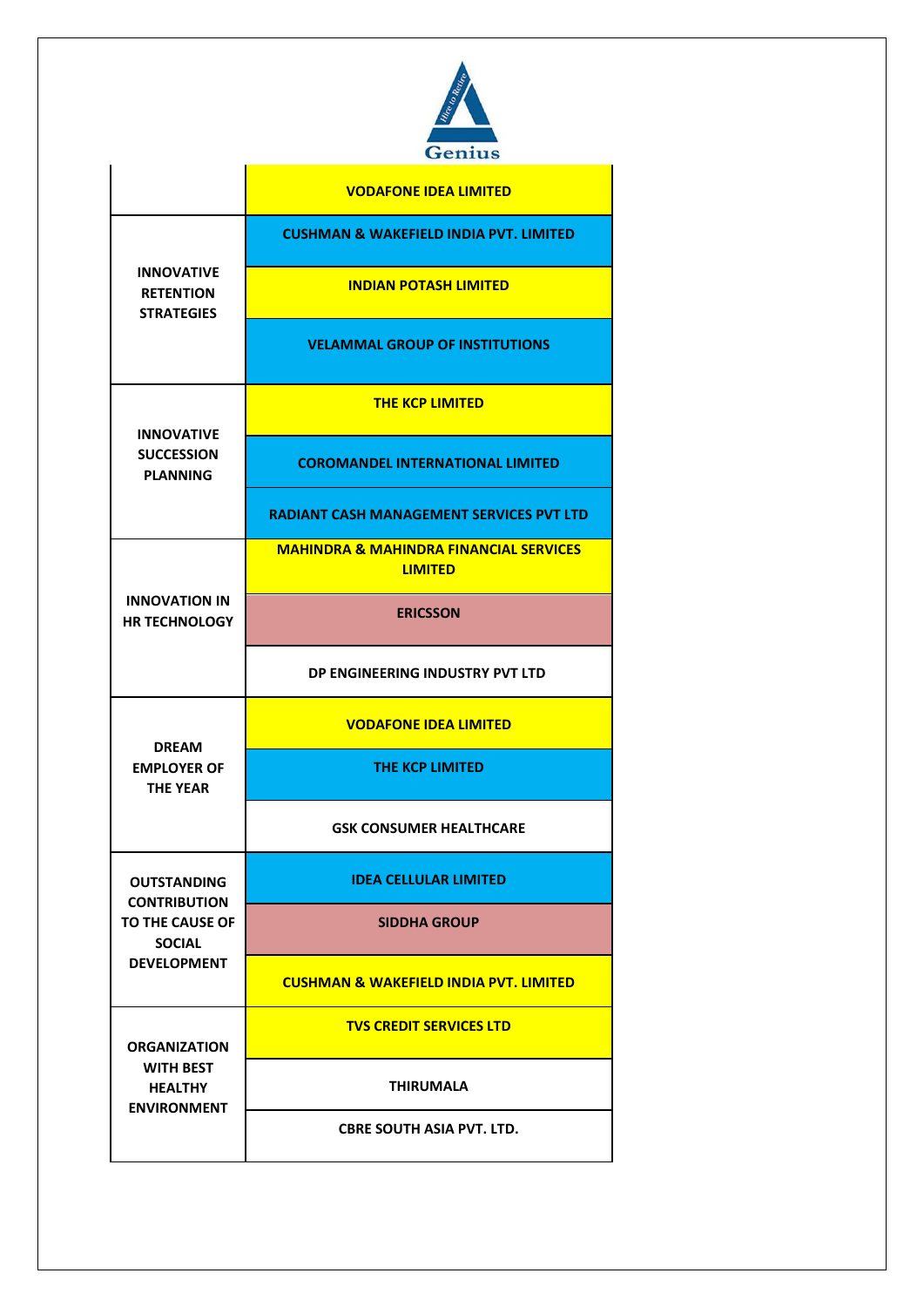| | |
|---|---|
| | **VODAFONE IDEA LIMITED** |
| **INNOVATIVE RETENTION STRATEGIES** | **CUSHMAN & WAKEFIELD INDIA PVT. LIMITED** |
| | **INDIAN POTASH LIMITED** |
| | **VELAMMAL GROUP OF INSTITUTIONS** |
| **INNOVATIVE SUCCESSION PLANNING** | **THE KCP LIMITED** |
| | **COROMANDEL INTERNATIONAL LIMITED** |
| | **RADIANT CASH MANAGEMENT SERVICES PVT LTD** |
| **INNOVATION IN HR TECHNOLOGY** | **MAHINDRA & MAHINDRA FINANCIAL SERVICES LIMITED** |
| | **ERICSSON** |
| | **DP ENGINEERING INDUSTRY PVT LTD** |
| **DREAM EMPLOYER OF THE YEAR** | **VODAFONE IDEA LIMITED** |
| | **THE KCP LIMITED** |
| | **GSK CONSUMER HEALTHCARE** |
| **OUTSTANDING CONTRIBUTION TO THE CAUSE OF SOCIAL DEVELOPMENT** | **IDEA CELLULAR LIMITED** |
| | **SIDDHA GROUP** |
| | **CUSHMAN & WAKEFIELD INDIA PVT. LIMITED** |
| **ORGANIZATION WITH BEST HEALTHY ENVIRONMENT** | **TVS CREDIT SERVICES LTD** |
| | **THIRUMALA** |
| | **CBRE SOUTH ASIA PVT. LTD.** |